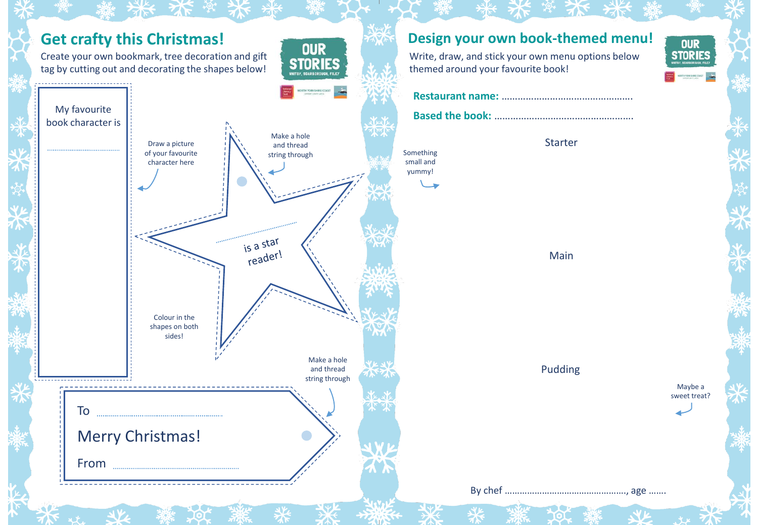# Get crafty this Christmas!

Create your own bookmark, tree decoration and gift tag by cutting out and decorating the shapes below!

OUR STORIES
WHITBY, SCARBOROUGH, FILEY

My favourite book character is

..............................................

Draw a picture of your favourite character here

Make a hole and thread string through

..............................................
is a star reader!

Colour in the shapes on both sides!

Make a hole and thread string through

To ..............................................

Merry Christmas!

From ..............................................

# Design your own book-themed menu!

Write, draw, and stick your own menu options below themed around your favourite book!

OUR STORIES
WHITBY, SCARBOROUGH, FILEY

**Restaurant name:** ..............................................

**Based the book:** ..............................................

Starter

Something small and yummy!

Main

Pudding

Maybe a sweet treat?

By chef .............................................., age .......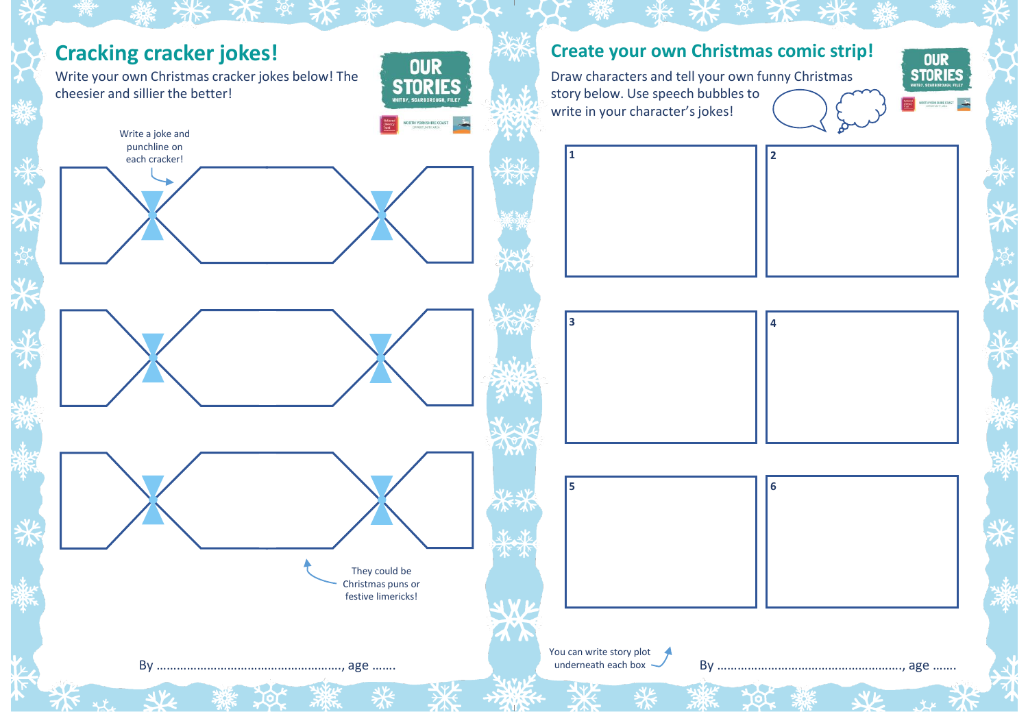# Cracking cracker jokes!

Write your own Christmas cracker jokes below! The cheesier and sillier the better!

OUR STORIES
WHITBY, SCARBOROUGH, FILEY

Write a joke and punchline on each cracker!

They could be Christmas puns or festive limericks!

By ………………………………………………., age …….

# Create your own Christmas comic strip!

Draw characters and tell your own funny Christmas story below. Use speech bubbles to write in your character's jokes!

OUR STORIES
WHITBY, SCARBOROUGH, FILEY

1

2

3

4

5

6

You can write story plot underneath each box

By ………………………………………………., age …….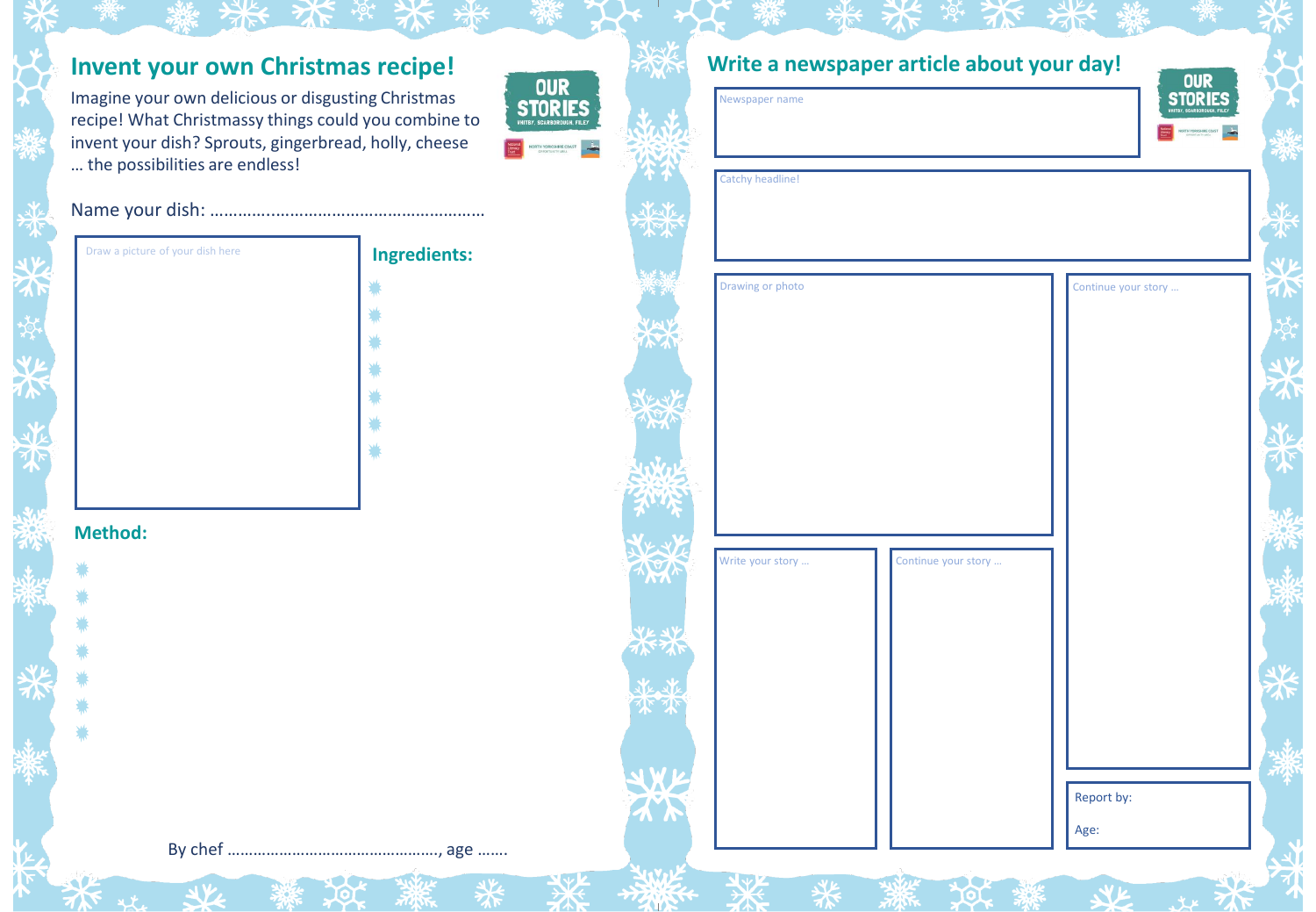## Invent your own Christmas recipe!

Imagine your own delicious or disgusting Christmas recipe! What Christmassy things could you combine to invent your dish? Sprouts, gingerbread, holly, cheese … the possibilities are endless!

OUR STORIES
WHITBY, SCARBOROUGH, FILEY

Name your dish: ……………………………………………………

Draw a picture of your dish here

### Ingredients:

### Method:

By chef …………………………………………, age …….

## Write a newspaper article about your day!

OUR STORIES
WHITBY, SCARBOROUGH, FILEY

Newspaper name

Catchy headline!

Drawing or photo

Write your story …

Continue your story …

Continue your story …

Report by:

Age: